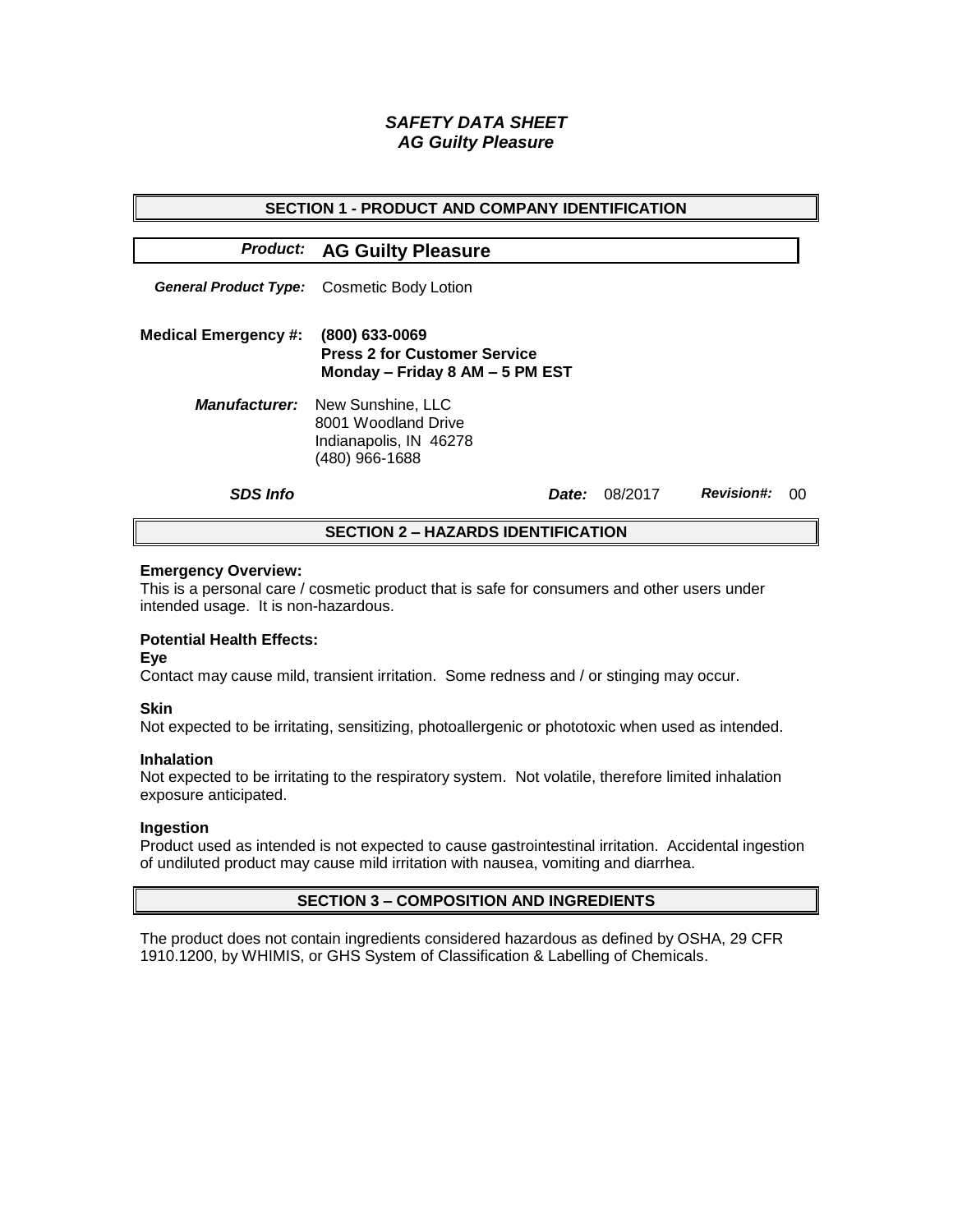# *SAFETY DATA SHEET*
# *AG Guilty Pleasure*

## SECTION 1 - PRODUCT AND COMPANY IDENTIFICATION

***Product:*** **AG Guilty Pleasure**

***General Product Type:*** Cosmetic Body Lotion

**Medical Emergency #:** **(800) 633-0069**
**Press 2 for Customer Service**
**Monday – Friday 8 AM – 5 PM EST**

***Manufacturer:*** New Sunshine, LLC
8001 Woodland Drive
Indianapolis, IN 46278
(480) 966-1688

***SDS Info*** ***Date:*** 08/2017 ***Revision#:*** 00

## SECTION 2 – HAZARDS IDENTIFICATION

**Emergency Overview:**
This is a personal care / cosmetic product that is safe for consumers and other users under intended usage. It is non-hazardous.

**Potential Health Effects:**

**Eye**
Contact may cause mild, transient irritation. Some redness and / or stinging may occur.

**Skin**
Not expected to be irritating, sensitizing, photoallergenic or phototoxic when used as intended.

**Inhalation**
Not expected to be irritating to the respiratory system. Not volatile, therefore limited inhalation exposure anticipated.

**Ingestion**
Product used as intended is not expected to cause gastrointestinal irritation. Accidental ingestion of undiluted product may cause mild irritation with nausea, vomiting and diarrhea.

## SECTION 3 – COMPOSITION AND INGREDIENTS

The product does not contain ingredients considered hazardous as defined by OSHA, 29 CFR 1910.1200, by WHIMIS, or GHS System of Classification & Labelling of Chemicals.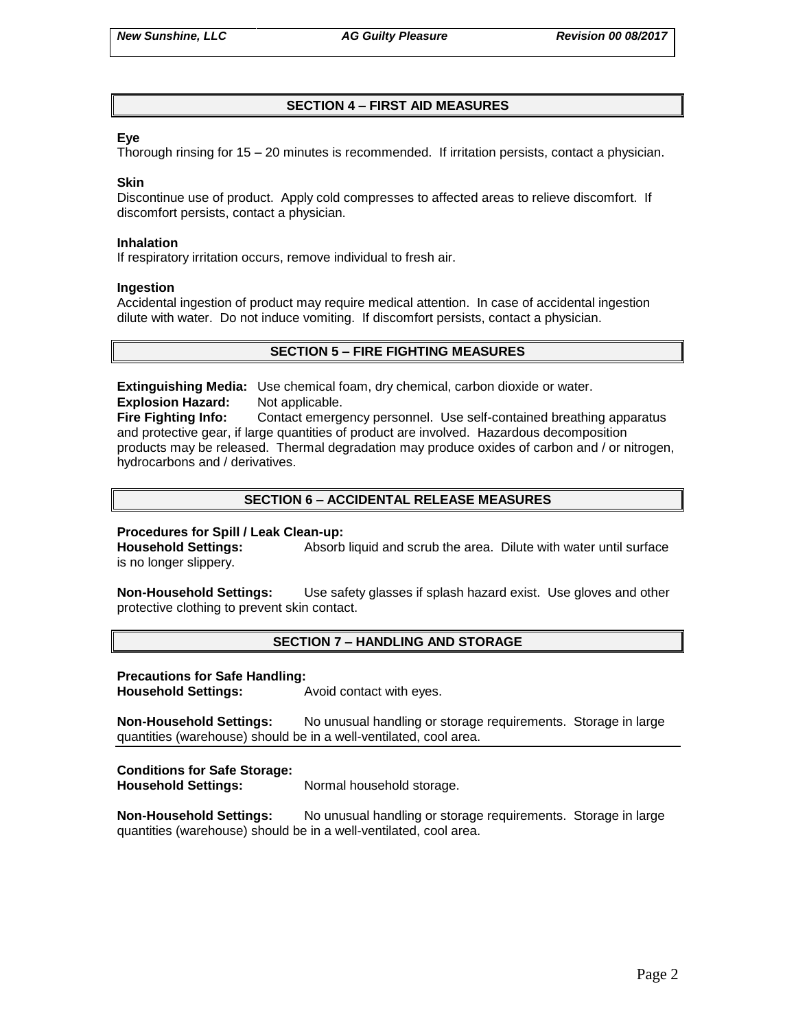## SECTION 4 – FIRST AID MEASURES

**Eye**
Thorough rinsing for 15 – 20 minutes is recommended. If irritation persists, contact a physician.

**Skin**
Discontinue use of product. Apply cold compresses to affected areas to relieve discomfort. If discomfort persists, contact a physician.

**Inhalation**
If respiratory irritation occurs, remove individual to fresh air.

**Ingestion**
Accidental ingestion of product may require medical attention. In case of accidental ingestion dilute with water. Do not induce vomiting. If discomfort persists, contact a physician.

## SECTION 5 – FIRE FIGHTING MEASURES

**Extinguishing Media:** Use chemical foam, dry chemical, carbon dioxide or water.
**Explosion Hazard:** Not applicable.
**Fire Fighting Info:** Contact emergency personnel. Use self-contained breathing apparatus and protective gear, if large quantities of product are involved. Hazardous decomposition products may be released. Thermal degradation may produce oxides of carbon and / or nitrogen, hydrocarbons and / derivatives.

## SECTION 6 – ACCIDENTAL RELEASE MEASURES

**Procedures for Spill / Leak Clean-up:**
**Household Settings:** Absorb liquid and scrub the area. Dilute with water until surface is no longer slippery.

**Non-Household Settings:** Use safety glasses if splash hazard exist. Use gloves and other protective clothing to prevent skin contact.

## SECTION 7 – HANDLING AND STORAGE

**Precautions for Safe Handling:**
**Household Settings:** Avoid contact with eyes.

**Non-Household Settings:** No unusual handling or storage requirements. Storage in large quantities (warehouse) should be in a well-ventilated, cool area.

**Conditions for Safe Storage:**
**Household Settings:** Normal household storage.

**Non-Household Settings:** No unusual handling or storage requirements. Storage in large quantities (warehouse) should be in a well-ventilated, cool area.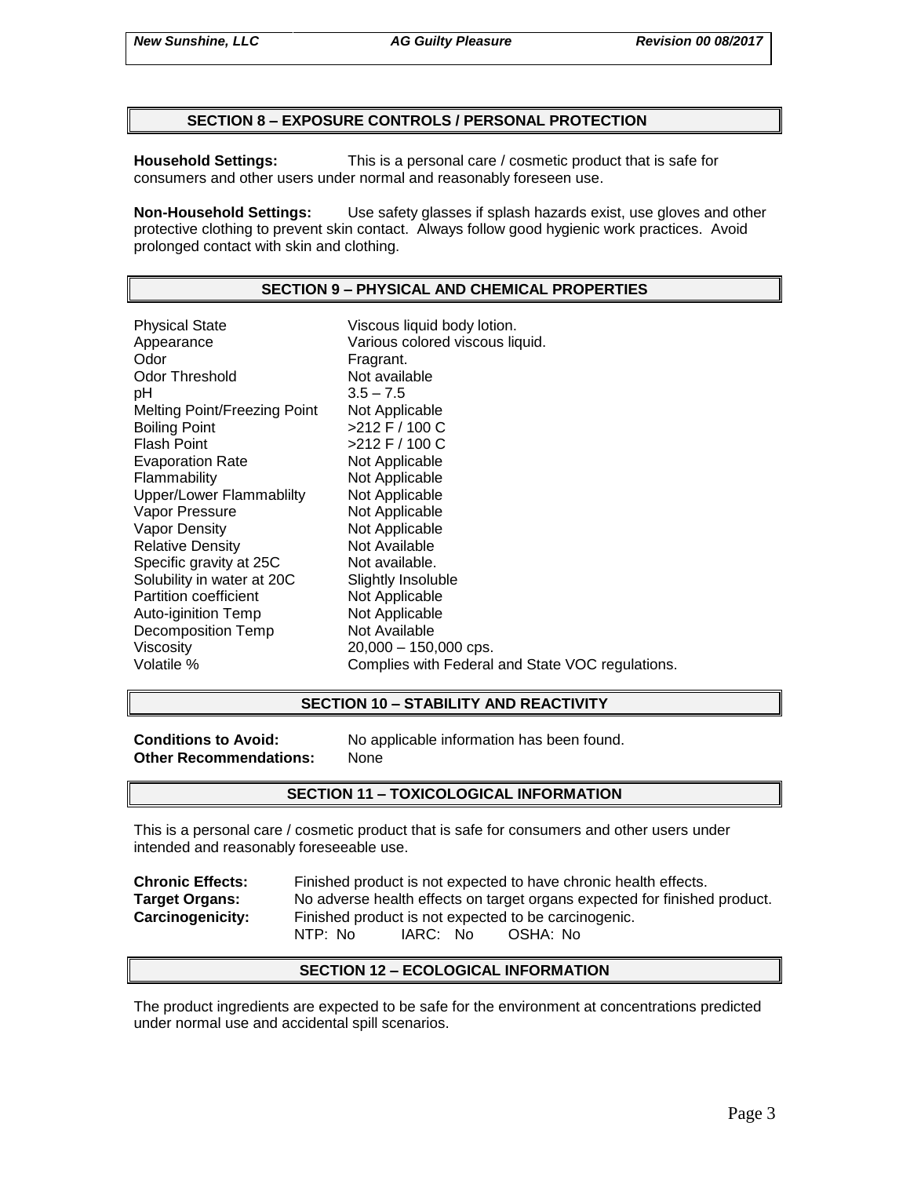## SECTION 8 – EXPOSURE CONTROLS / PERSONAL PROTECTION

**Household Settings:** This is a personal care / cosmetic product that is safe for consumers and other users under normal and reasonably foreseen use.

**Non-Household Settings:** Use safety glasses if splash hazards exist, use gloves and other protective clothing to prevent skin contact. Always follow good hygienic work practices. Avoid prolonged contact with skin and clothing.

## SECTION 9 – PHYSICAL AND CHEMICAL PROPERTIES

| | |
|---|---|
| Physical State | Viscous liquid body lotion. |
| Appearance | Various colored viscous liquid. |
| Odor | Fragrant. |
| Odor Threshold | Not available |
| pH | 3.5 – 7.5 |
| Melting Point/Freezing Point | Not Applicable |
| Boiling Point | >212 F / 100 C |
| Flash Point | >212 F / 100 C |
| Evaporation Rate | Not Applicable |
| Flammability | Not Applicable |
| Upper/Lower Flammablilty | Not Applicable |
| Vapor Pressure | Not Applicable |
| Vapor Density | Not Applicable |
| Relative Density | Not Available |
| Specific gravity at 25C | Not available. |
| Solubility in water at 20C | Slightly Insoluble |
| Partition coefficient | Not Applicable |
| Auto-iginition Temp | Not Applicable |
| Decomposition Temp | Not Available |
| Viscosity | 20,000 – 150,000 cps. |
| Volatile % | Complies with Federal and State VOC regulations. |

## SECTION 10 – STABILITY AND REACTIVITY

**Conditions to Avoid:** No applicable information has been found.
**Other Recommendations:** None

## SECTION 11 – TOXICOLOGICAL INFORMATION

This is a personal care / cosmetic product that is safe for consumers and other users under intended and reasonably foreseeable use.

**Chronic Effects:** Finished product is not expected to have chronic health effects.
**Target Organs:** No adverse health effects on target organs expected for finished product.
**Carcinogenicity:** Finished product is not expected to be carcinogenic.
NTP: No IARC: No OSHA: No

## SECTION 12 – ECOLOGICAL INFORMATION

The product ingredients are expected to be safe for the environment at concentrations predicted under normal use and accidental spill scenarios.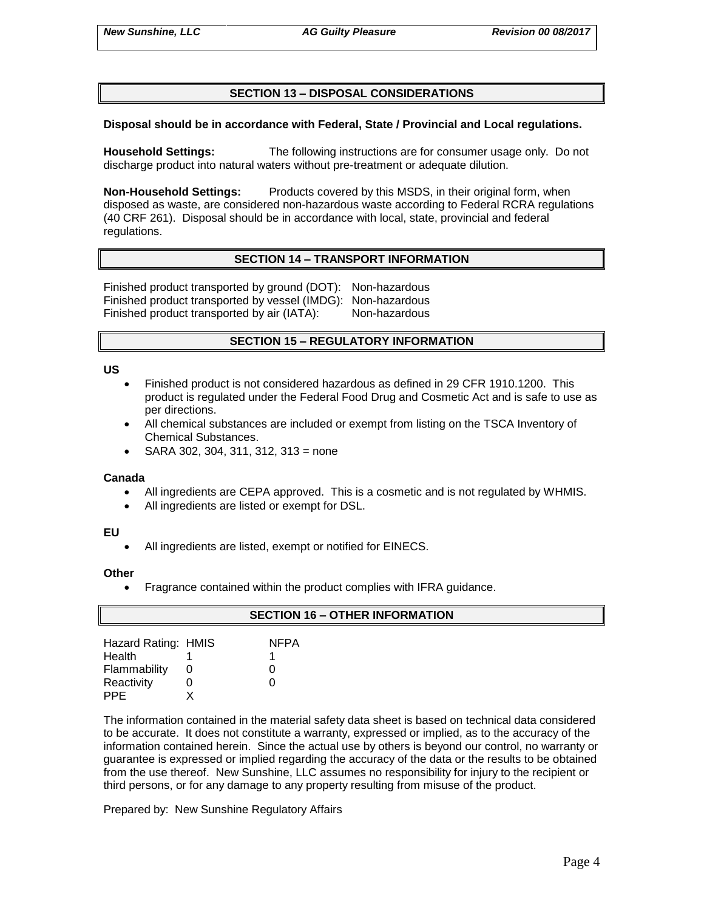## SECTION 13 – DISPOSAL CONSIDERATIONS

**Disposal should be in accordance with Federal, State / Provincial and Local regulations.**

**Household Settings:** The following instructions are for consumer usage only. Do not discharge product into natural waters without pre-treatment or adequate dilution.

**Non-Household Settings:** Products covered by this MSDS, in their original form, when disposed as waste, are considered non-hazardous waste according to Federal RCRA regulations (40 CRF 261). Disposal should be in accordance with local, state, provincial and federal regulations.

## SECTION 14 – TRANSPORT INFORMATION

| | |
|---|---|
| Finished product transported by ground (DOT): | Non-hazardous |
| Finished product transported by vessel (IMDG): | Non-hazardous |
| Finished product transported by air (IATA): | Non-hazardous |

## SECTION 15 – REGULATORY INFORMATION

**US**

- Finished product is not considered hazardous as defined in 29 CFR 1910.1200. This product is regulated under the Federal Food Drug and Cosmetic Act and is safe to use as per directions.
- All chemical substances are included or exempt from listing on the TSCA Inventory of Chemical Substances.
- SARA 302, 304, 311, 312, 313 = none

**Canada**

- All ingredients are CEPA approved. This is a cosmetic and is not regulated by WHMIS.
- All ingredients are listed or exempt for DSL.

**EU**

- All ingredients are listed, exempt or notified for EINECS.

**Other**

- Fragrance contained within the product complies with IFRA guidance.

## SECTION 16 – OTHER INFORMATION

| Hazard Rating: | HMIS | NFPA |
|---|---|---|
| Health | 1 | 1 |
| Flammability | 0 | 0 |
| Reactivity | 0 | 0 |
| PPE | X | |

The information contained in the material safety data sheet is based on technical data considered to be accurate. It does not constitute a warranty, expressed or implied, as to the accuracy of the information contained herein. Since the actual use by others is beyond our control, no warranty or guarantee is expressed or implied regarding the accuracy of the data or the results to be obtained from the use thereof. New Sunshine, LLC assumes no responsibility for injury to the recipient or third persons, or for any damage to any property resulting from misuse of the product.

Prepared by: New Sunshine Regulatory Affairs